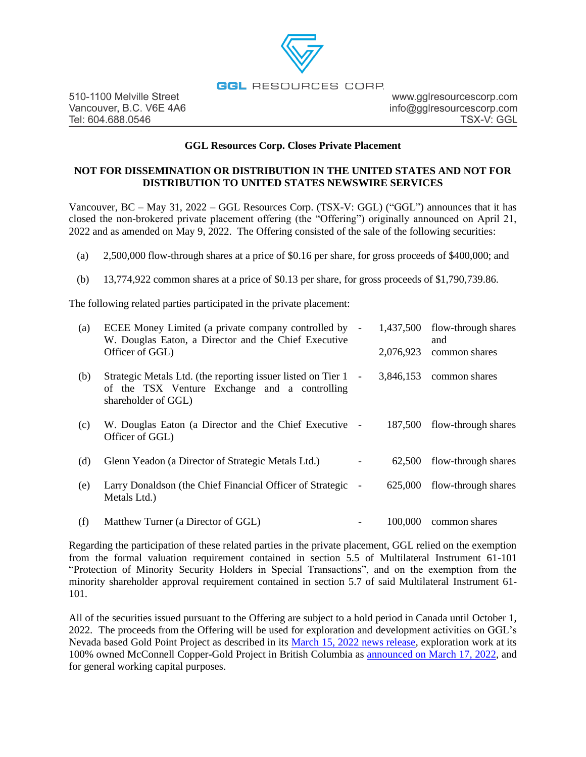GGL RESOURCES CORP.

510-1100 Melville Street
Vancouver, B.C. V6E 4A6
Tel: 604.688.0546

www.gglresourcescorp.com
info@gglresourcescorp.com
TSX-V: GGL

## GGL Resources Corp. Closes Private Placement

**NOT FOR DISSEMINATION OR DISTRIBUTION IN THE UNITED STATES AND NOT FOR DISTRIBUTION TO UNITED STATES NEWSWIRE SERVICES**

Vancouver, BC – May 31, 2022 – GGL Resources Corp. (TSX-V: GGL) ("GGL") announces that it has closed the non-brokered private placement offering (the "Offering") originally announced on April 21, 2022 and as amended on May 9, 2022. The Offering consisted of the sale of the following securities:

(a) 2,500,000 flow-through shares at a price of $0.16 per share, for gross proceeds of $400,000; and

(b) 13,774,922 common shares at a price of $0.13 per share, for gross proceeds of $1,790,739.86.

The following related parties participated in the private placement:

| | | | | |
|---|---|---|---|---|
| (a) | ECEE Money Limited (a private company controlled by W. Douglas Eaton, a Director and the Chief Executive Officer of GGL) | - | 1,437,500<br>2,076,923 | flow-through shares and<br>common shares |
| (b) | Strategic Metals Ltd. (the reporting issuer listed on Tier 1 of the TSX Venture Exchange and a controlling shareholder of GGL) | - | 3,846,153 | common shares |
| (c) | W. Douglas Eaton (a Director and the Chief Executive Officer of GGL) | - | 187,500 | flow-through shares |
| (d) | Glenn Yeadon (a Director of Strategic Metals Ltd.) | - | 62,500 | flow-through shares |
| (e) | Larry Donaldson (the Chief Financial Officer of Strategic Metals Ltd.) | - | 625,000 | flow-through shares |
| (f) | Matthew Turner (a Director of GGL) | - | 100,000 | common shares |

Regarding the participation of these related parties in the private placement, GGL relied on the exemption from the formal valuation requirement contained in section 5.5 of Multilateral Instrument 61-101 "Protection of Minority Security Holders in Special Transactions", and on the exemption from the minority shareholder approval requirement contained in section 5.7 of said Multilateral Instrument 61-101.

All of the securities issued pursuant to the Offering are subject to a hold period in Canada until October 1, 2022. The proceeds from the Offering will be used for exploration and development activities on GGL's Nevada based Gold Point Project as described in its March 15, 2022 news release, exploration work at its 100% owned McConnell Copper-Gold Project in British Columbia as announced on March 17, 2022, and for general working capital purposes.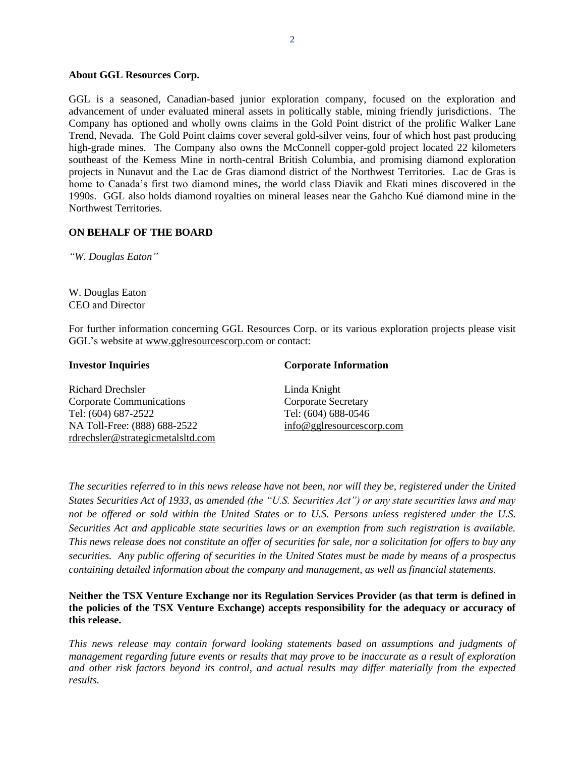**About GGL Resources Corp.**

GGL is a seasoned, Canadian-based junior exploration company, focused on the exploration and advancement of under evaluated mineral assets in politically stable, mining friendly jurisdictions. The Company has optioned and wholly owns claims in the Gold Point district of the prolific Walker Lane Trend, Nevada. The Gold Point claims cover several gold-silver veins, four of which host past producing high-grade mines. The Company also owns the McConnell copper-gold project located 22 kilometers southeast of the Kemess Mine in north-central British Columbia, and promising diamond exploration projects in Nunavut and the Lac de Gras diamond district of the Northwest Territories. Lac de Gras is home to Canada's first two diamond mines, the world class Diavik and Ekati mines discovered in the 1990s. GGL also holds diamond royalties on mineral leases near the Gahcho Kué diamond mine in the Northwest Territories.

**ON BEHALF OF THE BOARD**

*"W. Douglas Eaton"*

W. Douglas Eaton
CEO and Director

For further information concerning GGL Resources Corp. or its various exploration projects please visit GGL's website at www.gglresourcescorp.com or contact:

**Investor Inquiries**

Richard Drechsler
Corporate Communications
Tel: (604) 687-2522
NA Toll-Free: (888) 688-2522
rdrechsler@strategicmetalsltd.com

**Corporate Information**

Linda Knight
Corporate Secretary
Tel: (604) 688-0546
info@gglresourcescorp.com

*The securities referred to in this news release have not been, nor will they be, registered under the United States Securities Act of 1933, as amended (the "U.S. Securities Act") or any state securities laws and may not be offered or sold within the United States or to U.S. Persons unless registered under the U.S. Securities Act and applicable state securities laws or an exemption from such registration is available. This news release does not constitute an offer of securities for sale, nor a solicitation for offers to buy any securities. Any public offering of securities in the United States must be made by means of a prospectus containing detailed information about the company and management, as well as financial statements.*

**Neither the TSX Venture Exchange nor its Regulation Services Provider (as that term is defined in the policies of the TSX Venture Exchange) accepts responsibility for the adequacy or accuracy of this release.**

*This news release may contain forward looking statements based on assumptions and judgments of management regarding future events or results that may prove to be inaccurate as a result of exploration and other risk factors beyond its control, and actual results may differ materially from the expected results.*